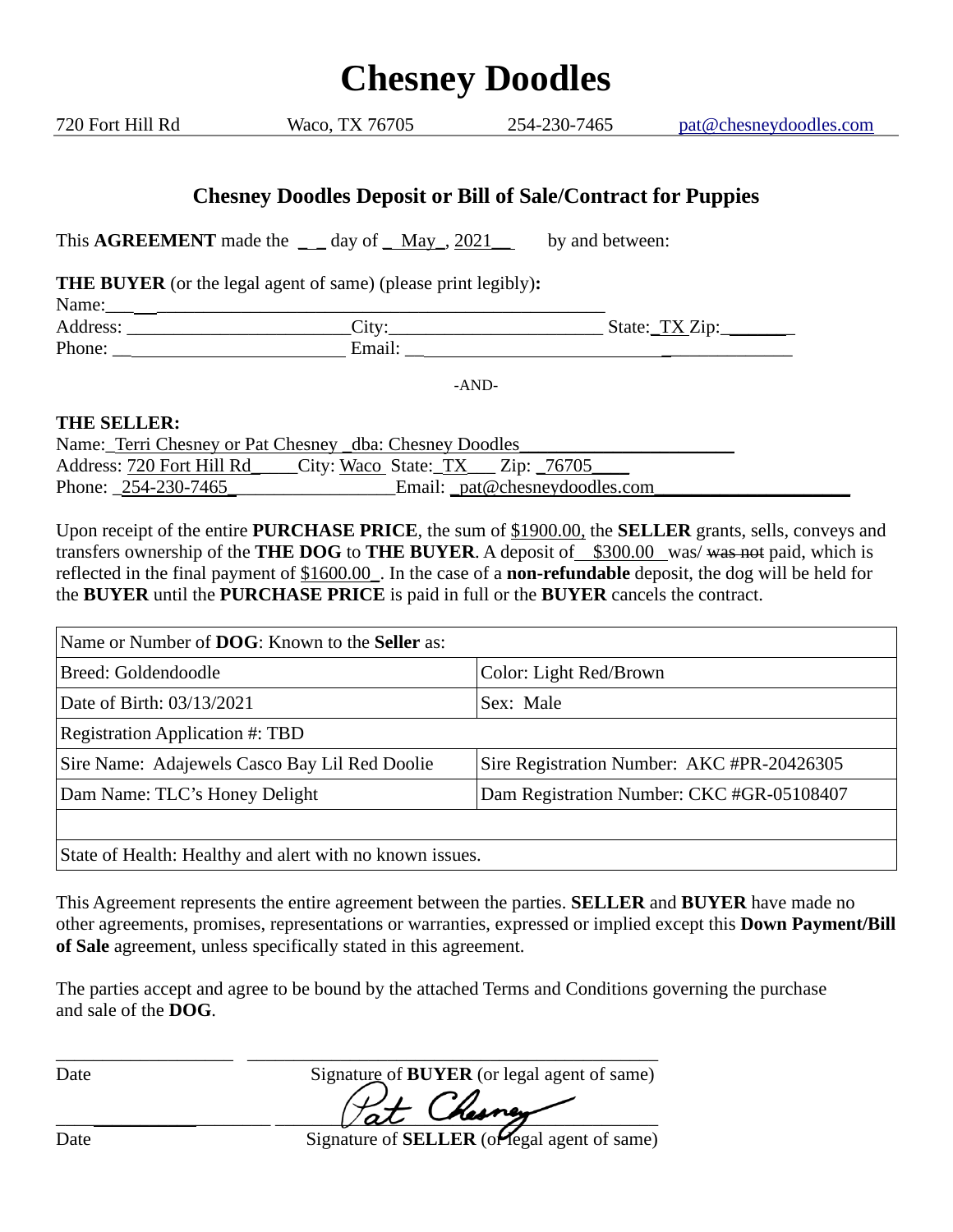# Chesney Doodles

720 Fort Hill Rd Waco, TX 76705 254-230-7465 pat@chesneydoodles.com

## Chesney Doodles Deposit or Bill of Sale/Contract for Puppies

This **AGREEMENT** made the ___ day of _May_, 2021__ by and between:

**THE BUYER** (or the legal agent of same) (please print legibly)**:**

Name: ______________________________________________________

Address: ________________________ City: _______________________ State: _TX_ Zip: ________

Phone: __________________________ Email: ________________________________________

-AND-

**THE SELLER:**

Name: _Terri Chesney or Pat Chesney _dba: Chesney Doodles_______________________

Address: 720 Fort Hill Rd_____ City: Waco State: _TX___ Zip: _76705____

Phone: _254-230-7465_________________ Email: _pat@chesneydoodles.com____________________

Upon receipt of the entire **PURCHASE PRICE**, the sum of $1900.00, the **SELLER** grants, sells, conveys and transfers ownership of the **THE DOG** to **THE BUYER**. A deposit of__$300.00__was/ ~~was not~~ paid, which is reflected in the final payment of $1600.00_. In the case of a **non-refundable** deposit, the dog will be held for the **BUYER** until the **PURCHASE PRICE** is paid in full or the **BUYER** cancels the contract.

| Name or Number of **DOG**: Known to the **Seller** as: | |
|---|---|
| Breed: Goldendoodle | Color: Light Red/Brown |
| Date of Birth: 03/13/2021 | Sex: Male |
| Registration Application #: TBD | |
| Sire Name: Adajewels Casco Bay Lil Red Doolie | Sire Registration Number: AKC #PR-20426305 |
| Dam Name: TLC's Honey Delight | Dam Registration Number: CKC #GR-05108407 |
| | |
| State of Health: Healthy and alert with no known issues. | |

This Agreement represents the entire agreement between the parties. **SELLER** and **BUYER** have made no other agreements, promises, representations or warranties, expressed or implied except this **Down Payment/Bill of Sale** agreement, unless specifically stated in this agreement.

The parties accept and agree to be bound by the attached Terms and Conditions governing the purchase and sale of the **DOG**.

___________________ ____________________________________________

Date Signature of **BUYER** (or legal agent of same)

___________________ ____________________________________________

Date Signature of **SELLER** (or legal agent of same)

Pat Chesney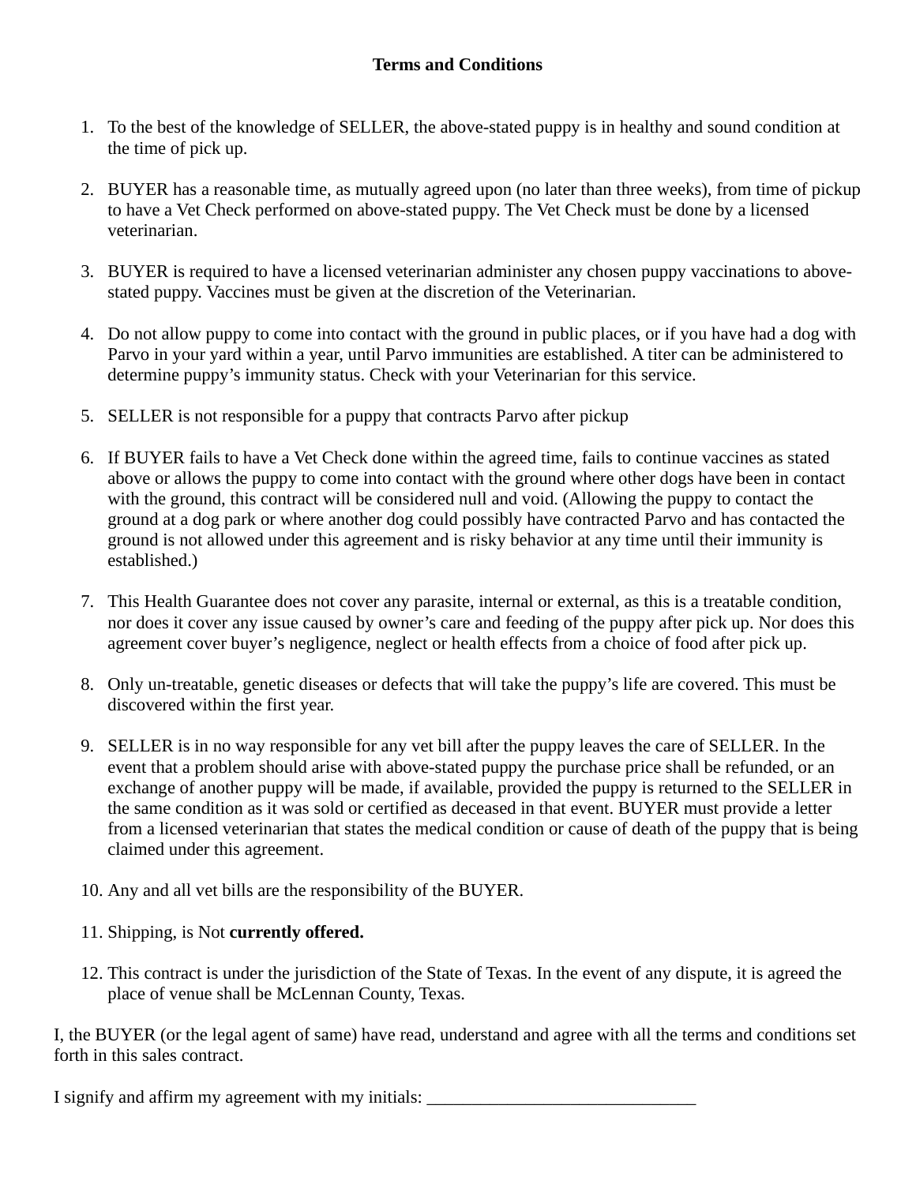**Terms and Conditions**

1. To the best of the knowledge of SELLER, the above-stated puppy is in healthy and sound condition at the time of pick up.

2. BUYER has a reasonable time, as mutually agreed upon (no later than three weeks), from time of pickup to have a Vet Check performed on above-stated puppy. The Vet Check must be done by a licensed veterinarian.

3. BUYER is required to have a licensed veterinarian administer any chosen puppy vaccinations to above-stated puppy. Vaccines must be given at the discretion of the Veterinarian.

4. Do not allow puppy to come into contact with the ground in public places, or if you have had a dog with Parvo in your yard within a year, until Parvo immunities are established. A titer can be administered to determine puppy's immunity status. Check with your Veterinarian for this service.

5. SELLER is not responsible for a puppy that contracts Parvo after pickup

6. If BUYER fails to have a Vet Check done within the agreed time, fails to continue vaccines as stated above or allows the puppy to come into contact with the ground where other dogs have been in contact with the ground, this contract will be considered null and void. (Allowing the puppy to contact the ground at a dog park or where another dog could possibly have contracted Parvo and has contacted the ground is not allowed under this agreement and is risky behavior at any time until their immunity is established.)

7. This Health Guarantee does not cover any parasite, internal or external, as this is a treatable condition, nor does it cover any issue caused by owner's care and feeding of the puppy after pick up. Nor does this agreement cover buyer's negligence, neglect or health effects from a choice of food after pick up.

8. Only un-treatable, genetic diseases or defects that will take the puppy's life are covered. This must be discovered within the first year.

9. SELLER is in no way responsible for any vet bill after the puppy leaves the care of SELLER. In the event that a problem should arise with above-stated puppy the purchase price shall be refunded, or an exchange of another puppy will be made, if available, provided the puppy is returned to the SELLER in the same condition as it was sold or certified as deceased in that event. BUYER must provide a letter from a licensed veterinarian that states the medical condition or cause of death of the puppy that is being claimed under this agreement.

10. Any and all vet bills are the responsibility of the BUYER.

11. Shipping, is Not **currently offered.**

12. This contract is under the jurisdiction of the State of Texas. In the event of any dispute, it is agreed the place of venue shall be McLennan County, Texas.

I, the BUYER (or the legal agent of same) have read, understand and agree with all the terms and conditions set forth in this sales contract.

I signify and affirm my agreement with my initials: ______________________________